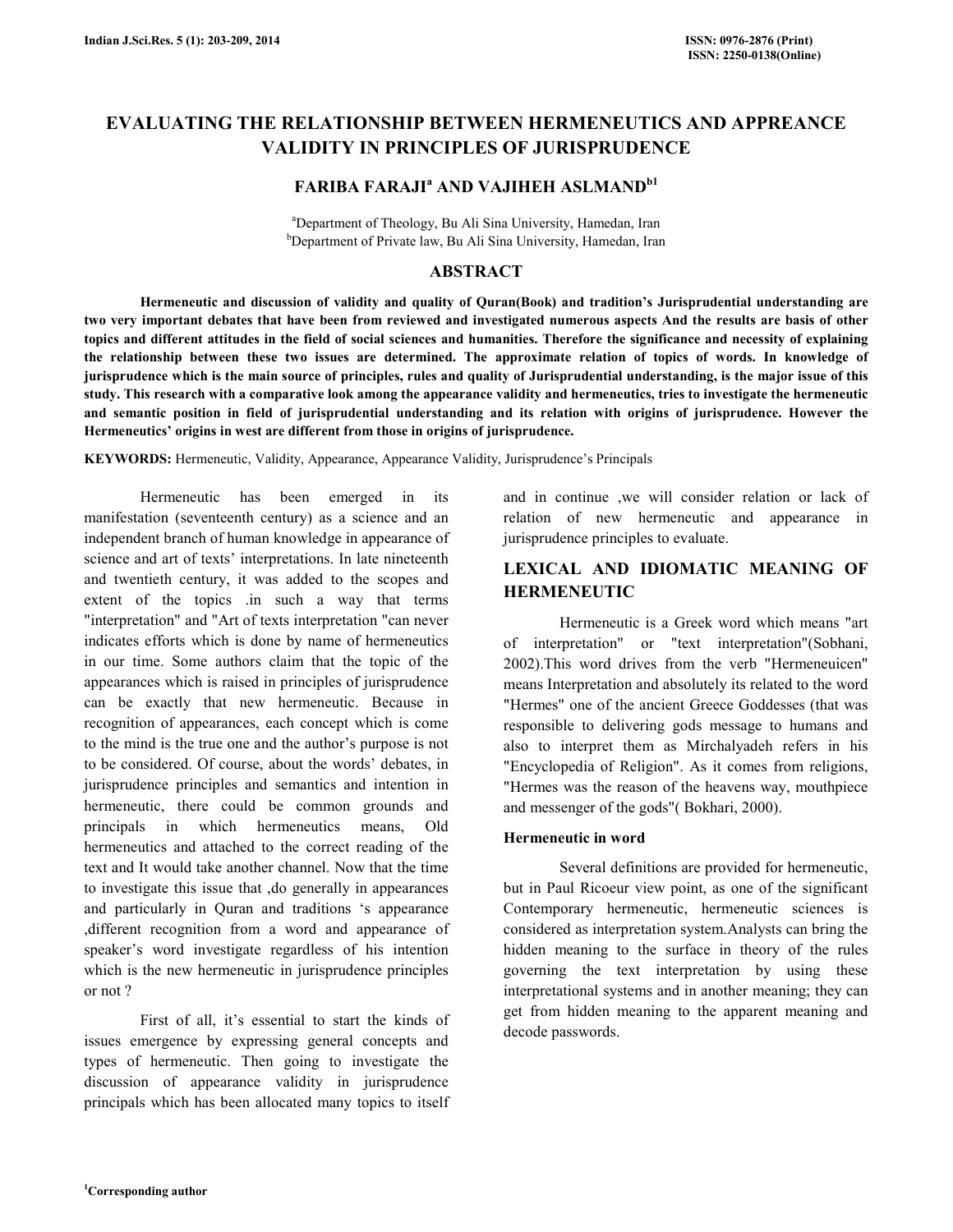# EVALUATING THE RELATIONSHIP BETWEEN HERMENEUTICS AND APPREANCE VALIDITY IN PRINCIPLES OF JURISPRUDENCE

**FARIBA FARAJI[a] AND VAJIHEH ASLMAND[b1]**

[a]Department of Theology, Bu Ali Sina University, Hamedan, Iran
[b]Department of Private law, Bu Ali Sina University, Hamedan, Iran

## ABSTRACT

**Hermeneutic and discussion of validity and quality of Quran(Book) and tradition's Jurisprudential understanding are two very important debates that have been from reviewed and investigated numerous aspects And the results are basis of other topics and different attitudes in the field of social sciences and humanities. Therefore the significance and necessity of explaining the relationship between these two issues are determined. The approximate relation of topics of words. In knowledge of jurisprudence which is the main source of principles, rules and quality of Jurisprudential understanding, is the major issue of this study. This research with a comparative look among the appearance validity and hermeneutics, tries to investigate the hermeneutic and semantic position in field of jurisprudential understanding and its relation with origins of jurisprudence. However the Hermeneutics' origins in west are different from those in origins of jurisprudence.**

**KEYWORDS:** Hermeneutic, Validity, Appearance, Appearance Validity, Jurisprudence's Principals

Hermeneutic has been emerged in its manifestation (seventeenth century) as a science and an independent branch of human knowledge in appearance of science and art of texts' interpretations. In late nineteenth and twentieth century, it was added to the scopes and extent of the topics .in such a way that terms "interpretation" and "Art of texts interpretation "can never indicates efforts which is done by name of hermeneutics in our time. Some authors claim that the topic of the appearances which is raised in principles of jurisprudence can be exactly that new hermeneutic. Because in recognition of appearances, each concept which is come to the mind is the true one and the author's purpose is not to be considered. Of course, about the words' debates, in jurisprudence principles and semantics and intention in hermeneutic, there could be common grounds and principals in which hermeneutics means, Old hermeneutics and attached to the correct reading of the text and It would take another channel. Now that the time to investigate this issue that ,do generally in appearances and particularly in Quran and traditions 's appearance ,different recognition from a word and appearance of speaker's word investigate regardless of his intention which is the new hermeneutic in jurisprudence principles or not ?

First of all, it's essential to start the kinds of issues emergence by expressing general concepts and types of hermeneutic. Then going to investigate the discussion of appearance validity in jurisprudence principals which has been allocated many topics to itself and in continue ,we will consider relation or lack of relation of new hermeneutic and appearance in jurisprudence principles to evaluate.

## LEXICAL AND IDIOMATIC MEANING OF HERMENEUTIC

Hermeneutic is a Greek word which means "art of interpretation" or "text interpretation"(Sobhani, 2002).This word drives from the verb "Hermeneuicen" means Interpretation and absolutely its related to the word "Hermes" one of the ancient Greece Goddesses (that was responsible to delivering gods message to humans and also to interpret them as Mirchalyadeh refers in his "Encyclopedia of Religion". As it comes from religions, "Hermes was the reason of the heavens way, mouthpiece and messenger of the gods"( Bokhari, 2000).

### Hermeneutic in word

Several definitions are provided for hermeneutic, but in Paul Ricoeur view point, as one of the significant Contemporary hermeneutic, hermeneutic sciences is considered as interpretation system.Analysts can bring the hidden meaning to the surface in theory of the rules governing the text interpretation by using these interpretational systems and in another meaning; they can get from hidden meaning to the apparent meaning and decode passwords.

[1]Corresponding author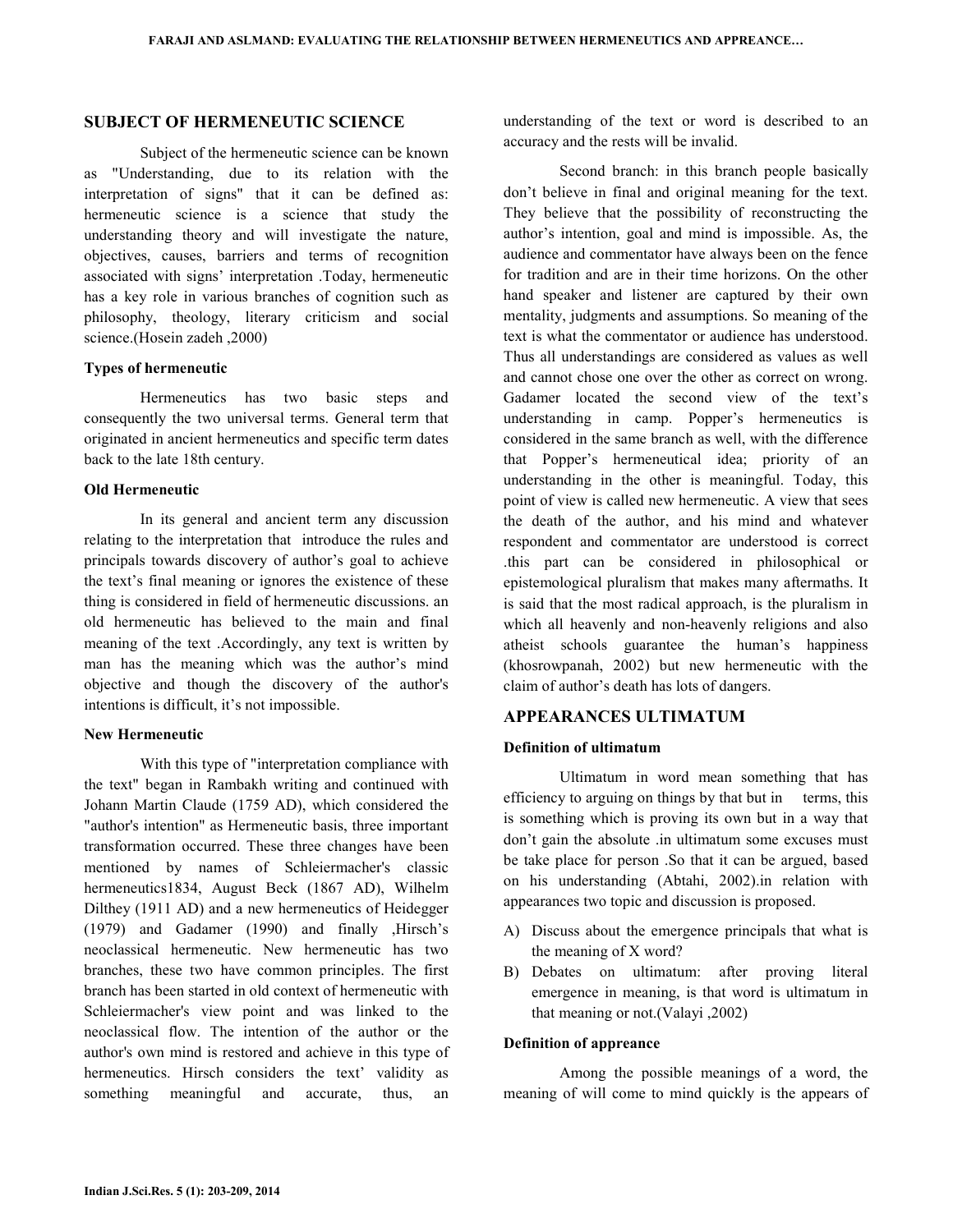## SUBJECT OF HERMENEUTIC SCIENCE

Subject of the hermeneutic science can be known as "Understanding, due to its relation with the interpretation of signs" that it can be defined as: hermeneutic science is a science that study the understanding theory and will investigate the nature, objectives, causes, barriers and terms of recognition associated with signs' interpretation .Today, hermeneutic has a key role in various branches of cognition such as philosophy, theology, literary criticism and social science.(Hosein zadeh ,2000)

### Types of hermeneutic

Hermeneutics has two basic steps and consequently the two universal terms. General term that originated in ancient hermeneutics and specific term dates back to the late 18th century.

### Old Hermeneutic

In its general and ancient term any discussion relating to the interpretation that introduce the rules and principals towards discovery of author's goal to achieve the text's final meaning or ignores the existence of these thing is considered in field of hermeneutic discussions. an old hermeneutic has believed to the main and final meaning of the text .Accordingly, any text is written by man has the meaning which was the author's mind objective and though the discovery of the author's intentions is difficult, it's not impossible.

### New Hermeneutic

With this type of "interpretation compliance with the text" began in Rambakh writing and continued with Johann Martin Claude (1759 AD), which considered the "author's intention" as Hermeneutic basis, three important transformation occurred. These three changes have been mentioned by names of Schleiermacher's classic hermeneutics1834, August Beck (1867 AD), Wilhelm Dilthey (1911 AD) and a new hermeneutics of Heidegger (1979) and Gadamer (1990) and finally ,Hirsch's neoclassical hermeneutic. New hermeneutic has two branches, these two have common principles. The first branch has been started in old context of hermeneutic with Schleiermacher's view point and was linked to the neoclassical flow. The intention of the author or the author's own mind is restored and achieve in this type of hermeneutics. Hirsch considers the text' validity as something meaningful and accurate, thus, an understanding of the text or word is described to an accuracy and the rests will be invalid.

Second branch: in this branch people basically don't believe in final and original meaning for the text. They believe that the possibility of reconstructing the author's intention, goal and mind is impossible. As, the audience and commentator have always been on the fence for tradition and are in their time horizons. On the other hand speaker and listener are captured by their own mentality, judgments and assumptions. So meaning of the text is what the commentator or audience has understood. Thus all understandings are considered as values as well and cannot chose one over the other as correct on wrong. Gadamer located the second view of the text's understanding in camp. Popper's hermeneutics is considered in the same branch as well, with the difference that Popper's hermeneutical idea; priority of an understanding in the other is meaningful. Today, this point of view is called new hermeneutic. A view that sees the death of the author, and his mind and whatever respondent and commentator are understood is correct .this part can be considered in philosophical or epistemological pluralism that makes many aftermaths. It is said that the most radical approach, is the pluralism in which all heavenly and non-heavenly religions and also atheist schools guarantee the human's happiness (khosrowpanah, 2002) but new hermeneutic with the claim of author's death has lots of dangers.

## APPEARANCES ULTIMATUM

### Definition of ultimatum

Ultimatum in word mean something that has efficiency to arguing on things by that but in terms, this is something which is proving its own but in a way that don't gain the absolute .in ultimatum some excuses must be take place for person .So that it can be argued, based on his understanding (Abtahi, 2002).in relation with appearances two topic and discussion is proposed.

A) Discuss about the emergence principals that what is the meaning of X word?
B) Debates on ultimatum: after proving literal emergence in meaning, is that word is ultimatum in that meaning or not.(Valayi ,2002)

### Definition of appreance

Among the possible meanings of a word, the meaning of will come to mind quickly is the appears of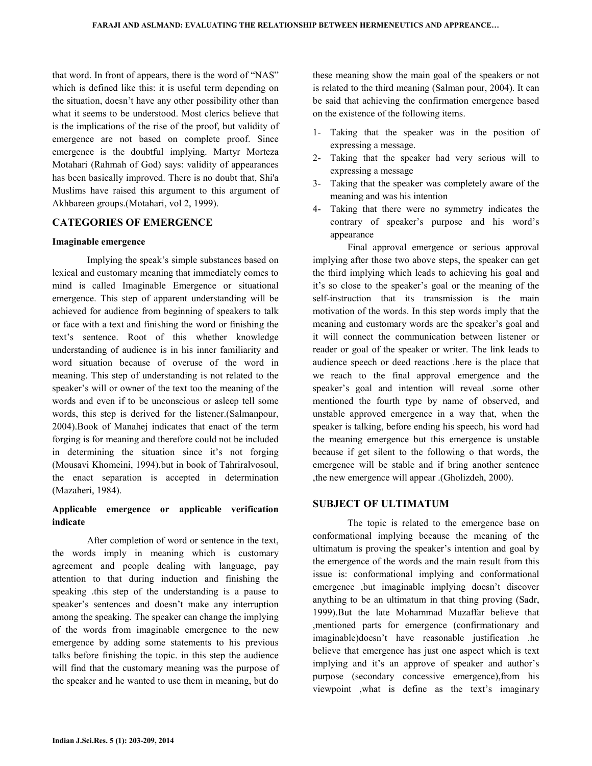that word. In front of appears, there is the word of "NAS" which is defined like this: it is useful term depending on the situation, doesn't have any other possibility other than what it seems to be understood. Most clerics believe that is the implications of the rise of the proof, but validity of emergence are not based on complete proof. Since emergence is the doubtful implying. Martyr Morteza Motahari (Rahmah of God) says: validity of appearances has been basically improved. There is no doubt that, Shi'a Muslims have raised this argument to this argument of Akhbareen groups.(Motahari, vol 2, 1999).

## CATEGORIES OF EMERGENCE

### Imaginable emergence

Implying the speak's simple substances based on lexical and customary meaning that immediately comes to mind is called Imaginable Emergence or situational emergence. This step of apparent understanding will be achieved for audience from beginning of speakers to talk or face with a text and finishing the word or finishing the text's sentence. Root of this whether knowledge understanding of audience is in his inner familiarity and word situation because of overuse of the word in meaning. This step of understanding is not related to the speaker's will or owner of the text too the meaning of the words and even if to be unconscious or asleep tell some words, this step is derived for the listener.(Salmanpour, 2004).Book of Manahej indicates that enact of the term forging is for meaning and therefore could not be included in determining the situation since it's not forging (Mousavi Khomeini, 1994).but in book of Tahriralvosoul, the enact separation is accepted in determination (Mazaheri, 1984).

### Applicable emergence or applicable verification indicate

After completion of word or sentence in the text, the words imply in meaning which is customary agreement and people dealing with language, pay attention to that during induction and finishing the speaking .this step of the understanding is a pause to speaker's sentences and doesn't make any interruption among the speaking. The speaker can change the implying of the words from imaginable emergence to the new emergence by adding some statements to his previous talks before finishing the topic. in this step the audience will find that the customary meaning was the purpose of the speaker and he wanted to use them in meaning, but do these meaning show the main goal of the speakers or not is related to the third meaning (Salman pour, 2004). It can be said that achieving the confirmation emergence based on the existence of the following items.

1- Taking that the speaker was in the position of expressing a message.
2- Taking that the speaker had very serious will to expressing a message
3- Taking that the speaker was completely aware of the meaning and was his intention
4- Taking that there were no symmetry indicates the contrary of speaker's purpose and his word's appearance

Final approval emergence or serious approval implying after those two above steps, the speaker can get the third implying which leads to achieving his goal and it's so close to the speaker's goal or the meaning of the self-instruction that its transmission is the main motivation of the words. In this step words imply that the meaning and customary words are the speaker's goal and it will connect the communication between listener or reader or goal of the speaker or writer. The link leads to audience speech or deed reactions .here is the place that we reach to the final approval emergence and the speaker's goal and intention will reveal .some other mentioned the fourth type by name of observed, and unstable approved emergence in a way that, when the speaker is talking, before ending his speech, his word had the meaning emergence but this emergence is unstable because if get silent to the following o that words, the emergence will be stable and if bring another sentence ,the new emergence will appear .(Gholizdeh, 2000).

## SUBJECT OF ULTIMATUM

The topic is related to the emergence base on conformational implying because the meaning of the ultimatum is proving the speaker's intention and goal by the emergence of the words and the main result from this issue is: conformational implying and conformational emergence ,but imaginable implying doesn't discover anything to be an ultimatum in that thing proving (Sadr, 1999).But the late Mohammad Muzaffar believe that ,mentioned parts for emergence (confirmationary and imaginable)doesn't have reasonable justification .he believe that emergence has just one aspect which is text implying and it's an approve of speaker and author's purpose (secondary concessive emergence),from his viewpoint ,what is define as the text's imaginary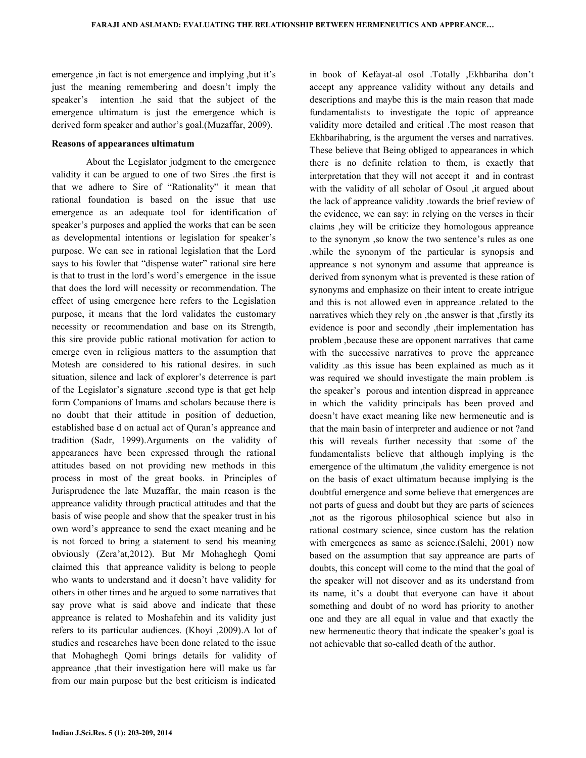emergence ,in fact is not emergence and implying ,but it's just the meaning remembering and doesn't imply the speaker's intention .he said that the subject of the emergence ultimatum is just the emergence which is derived form speaker and author's goal.(Muzaffar, 2009).

**Reasons of appearances ultimatum**

About the Legislator judgment to the emergence validity it can be argued to one of two Sires .the first is that we adhere to Sire of "Rationality" it mean that rational foundation is based on the issue that use emergence as an adequate tool for identification of speaker's purposes and applied the works that can be seen as developmental intentions or legislation for speaker's purpose. We can see in rational legislation that the Lord says to his fowler that "dispense water" rational sire here is that to trust in the lord's word's emergence in the issue that does the lord will necessity or recommendation. The effect of using emergence here refers to the Legislation purpose, it means that the lord validates the customary necessity or recommendation and base on its Strength, this sire provide public rational motivation for action to emerge even in religious matters to the assumption that Motesh are considered to his rational desires. in such situation, silence and lack of explorer's deterrence is part of the Legislator's signature .second type is that get help form Companions of Imams and scholars because there is no doubt that their attitude in position of deduction, established base d on actual act of Quran's appreance and tradition (Sadr, 1999).Arguments on the validity of appearances have been expressed through the rational attitudes based on not providing new methods in this process in most of the great books. in Principles of Jurisprudence the late Muzaffar, the main reason is the appreance validity through practical attitudes and that the basis of wise people and show that the speaker trust in his own word's appreance to send the exact meaning and he is not forced to bring a statement to send his meaning obviously (Zera'at,2012). But Mr Mohaghegh Qomi claimed this that appreance validity is belong to people who wants to understand and it doesn't have validity for others in other times and he argued to some narratives that say prove what is said above and indicate that these appreance is related to Moshafehin and its validity just refers to its particular audiences. (Khoyi ,2009).A lot of studies and researches have been done related to the issue that Mohaghegh Qomi brings details for validity of appreance ,that their investigation here will make us far from our main purpose but the best criticism is indicated in book of Kefayat-al osol .Totally ,Ekhbariha don't accept any appreance validity without any details and descriptions and maybe this is the main reason that made fundamentalists to investigate the topic of appreance validity more detailed and critical .The most reason that Ekhbarihabring, is the argument the verses and narratives. These believe that Being obliged to appearances in which there is no definite relation to them, is exactly that interpretation that they will not accept it and in contrast with the validity of all scholar of Osoul ,it argued about the lack of appreance validity .towards the brief review of the evidence, we can say: in relying on the verses in their claims ,hey will be criticize they homologous appreance to the synonym ,so know the two sentence's rules as one .while the synonym of the particular is synopsis and appreance s not synonym and assume that appreance is derived from synonym what is prevented is these ration of synonyms and emphasize on their intent to create intrigue and this is not allowed even in appreance .related to the narratives which they rely on ,the answer is that ,firstly its evidence is poor and secondly ,their implementation has problem ,because these are opponent narratives that came with the successive narratives to prove the appreance validity .as this issue has been explained as much as it was required we should investigate the main problem .is the speaker's porous and intention dispread in appreance in which the validity principals has been proved and doesn't have exact meaning like new hermeneutic and is that the main basin of interpreter and audience or not ?and this will reveals further necessity that :some of the fundamentalists believe that although implying is the emergence of the ultimatum ,the validity emergence is not on the basis of exact ultimatum because implying is the doubtful emergence and some believe that emergences are not parts of guess and doubt but they are parts of sciences ,not as the rigorous philosophical science but also in rational costmary science, since custom has the relation with emergences as same as science.(Salehi, 2001) now based on the assumption that say appreance are parts of doubts, this concept will come to the mind that the goal of the speaker will not discover and as its understand from its name, it's a doubt that everyone can have it about something and doubt of no word has priority to another one and they are all equal in value and that exactly the new hermeneutic theory that indicate the speaker's goal is not achievable that so-called death of the author.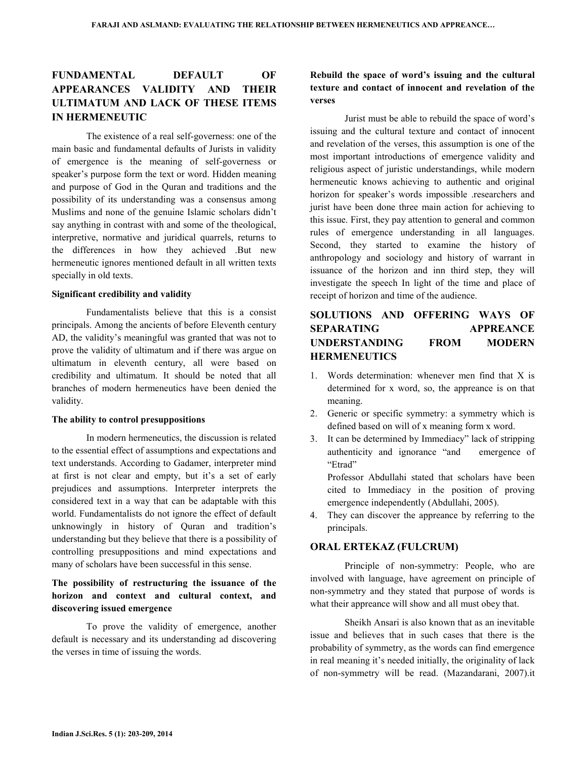## FUNDAMENTAL DEFAULT OF APPEARANCES VALIDITY AND THEIR ULTIMATUM AND LACK OF THESE ITEMS IN HERMENEUTIC

The existence of a real self-governess: one of the main basic and fundamental defaults of Jurists in validity of emergence is the meaning of self-governess or speaker's purpose form the text or word. Hidden meaning and purpose of God in the Quran and traditions and the possibility of its understanding was a consensus among Muslims and none of the genuine Islamic scholars didn't say anything in contrast with and some of the theological, interpretive, normative and juridical quarrels, returns to the differences in how they achieved .But new hermeneutic ignores mentioned default in all written texts specially in old texts.

### Significant credibility and validity

Fundamentalists believe that this is a consist principals. Among the ancients of before Eleventh century AD, the validity's meaningful was granted that was not to prove the validity of ultimatum and if there was argue on ultimatum in eleventh century, all were based on credibility and ultimatum. It should be noted that all branches of modern hermeneutics have been denied the validity.

### The ability to control presuppositions

In modern hermeneutics, the discussion is related to the essential effect of assumptions and expectations and text understands. According to Gadamer, interpreter mind at first is not clear and empty, but it's a set of early prejudices and assumptions. Interpreter interprets the considered text in a way that can be adaptable with this world. Fundamentalists do not ignore the effect of default unknowingly in history of Quran and tradition's understanding but they believe that there is a possibility of controlling presuppositions and mind expectations and many of scholars have been successful in this sense.

### The possibility of restructuring the issuance of the horizon and context and cultural context, and discovering issued emergence

To prove the validity of emergence, another default is necessary and its understanding ad discovering the verses in time of issuing the words.

### Rebuild the space of word's issuing and the cultural texture and contact of innocent and revelation of the verses

Jurist must be able to rebuild the space of word's issuing and the cultural texture and contact of innocent and revelation of the verses, this assumption is one of the most important introductions of emergence validity and religious aspect of juristic understandings, while modern hermeneutic knows achieving to authentic and original horizon for speaker's words impossible .researchers and jurist have been done three main action for achieving to this issue. First, they pay attention to general and common rules of emergence understanding in all languages. Second, they started to examine the history of anthropology and sociology and history of warrant in issuance of the horizon and inn third step, they will investigate the speech In light of the time and place of receipt of horizon and time of the audience.

## SOLUTIONS AND OFFERING WAYS OF SEPARATING APPREANCE UNDERSTANDING FROM MODERN HERMENEUTICS

1. Words determination: whenever men find that X is determined for x word, so, the appreance is on that meaning.
2. Generic or specific symmetry: a symmetry which is defined based on will of x meaning form x word.
3. It can be determined by Immediacy" lack of stripping authenticity and ignorance "and emergence of "Etrad"

   Professor Abdullahi stated that scholars have been cited to Immediacy in the position of proving emergence independently (Abdullahi, 2005).
4. They can discover the appreance by referring to the principals.

## ORAL ERTEKAZ (FULCRUM)

Principle of non-symmetry: People, who are involved with language, have agreement on principle of non-symmetry and they stated that purpose of words is what their appreance will show and all must obey that.

Sheikh Ansari is also known that as an inevitable issue and believes that in such cases that there is the probability of symmetry, as the words can find emergence in real meaning it's needed initially, the originality of lack of non-symmetry will be read. (Mazandarani, 2007).it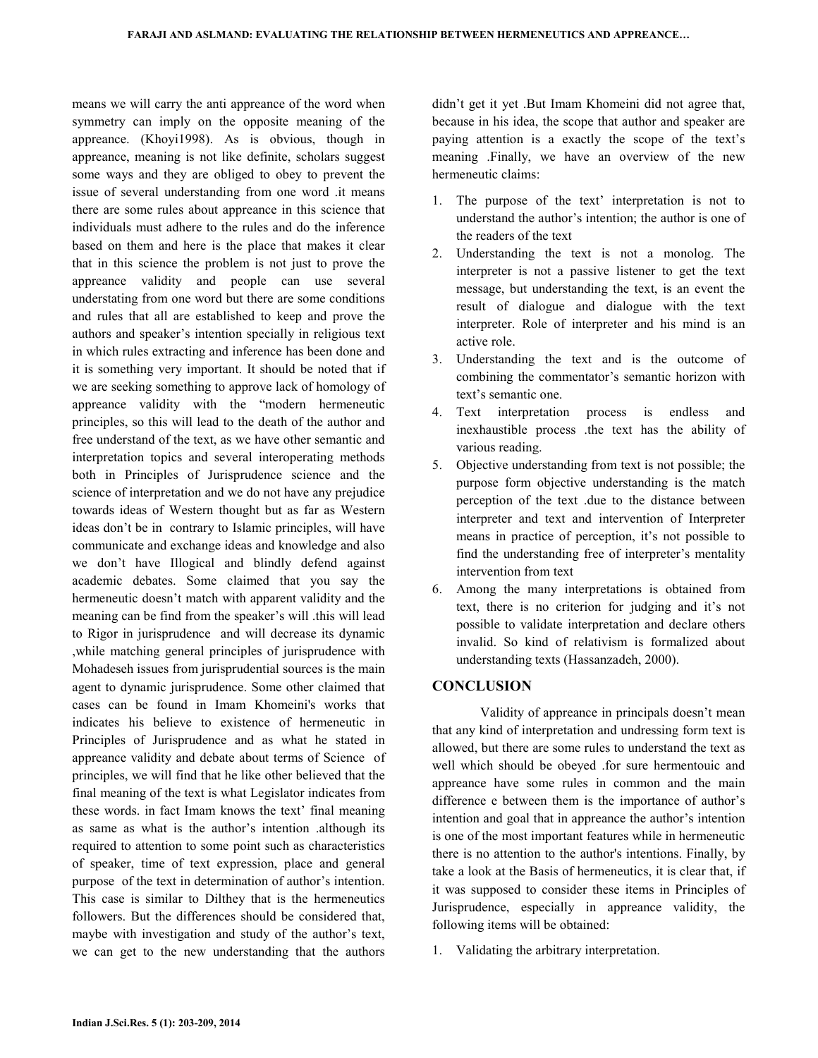means we will carry the anti appreance of the word when symmetry can imply on the opposite meaning of the appreance. (Khoyi1998). As is obvious, though in appreance, meaning is not like definite, scholars suggest some ways and they are obliged to obey to prevent the issue of several understanding from one word .it means there are some rules about appreance in this science that individuals must adhere to the rules and do the inference based on them and here is the place that makes it clear that in this science the problem is not just to prove the appreance validity and people can use several understating from one word but there are some conditions and rules that all are established to keep and prove the authors and speaker's intention specially in religious text in which rules extracting and inference has been done and it is something very important. It should be noted that if we are seeking something to approve lack of homology of appreance validity with the "modern hermeneutic principles, so this will lead to the death of the author and free understand of the text, as we have other semantic and interpretation topics and several interoperating methods both in Principles of Jurisprudence science and the science of interpretation and we do not have any prejudice towards ideas of Western thought but as far as Western ideas don't be in contrary to Islamic principles, will have communicate and exchange ideas and knowledge and also we don't have Illogical and blindly defend against academic debates. Some claimed that you say the hermeneutic doesn't match with apparent validity and the meaning can be find from the speaker's will .this will lead to Rigor in jurisprudence and will decrease its dynamic ,while matching general principles of jurisprudence with Mohadeseh issues from jurisprudential sources is the main agent to dynamic jurisprudence. Some other claimed that cases can be found in Imam Khomeini's works that indicates his believe to existence of hermeneutic in Principles of Jurisprudence and as what he stated in appreance validity and debate about terms of Science of principles, we will find that he like other believed that the final meaning of the text is what Legislator indicates from these words. in fact Imam knows the text' final meaning as same as what is the author's intention .although its required to attention to some point such as characteristics of speaker, time of text expression, place and general purpose of the text in determination of author's intention. This case is similar to Dilthey that is the hermeneutics followers. But the differences should be considered that, maybe with investigation and study of the author's text, we can get to the new understanding that the authors didn't get it yet .But Imam Khomeini did not agree that, because in his idea, the scope that author and speaker are paying attention is a exactly the scope of the text's meaning .Finally, we have an overview of the new hermeneutic claims:

1. The purpose of the text' interpretation is not to understand the author's intention; the author is one of the readers of the text
2. Understanding the text is not a monolog. The interpreter is not a passive listener to get the text message, but understanding the text, is an event the result of dialogue and dialogue with the text interpreter. Role of interpreter and his mind is an active role.
3. Understanding the text and is the outcome of combining the commentator's semantic horizon with text's semantic one.
4. Text interpretation process is endless and inexhaustible process .the text has the ability of various reading.
5. Objective understanding from text is not possible; the purpose form objective understanding is the match perception of the text .due to the distance between interpreter and text and intervention of Interpreter means in practice of perception, it's not possible to find the understanding free of interpreter's mentality intervention from text
6. Among the many interpretations is obtained from text, there is no criterion for judging and it's not possible to validate interpretation and declare others invalid. So kind of relativism is formalized about understanding texts (Hassanzadeh, 2000).

## CONCLUSION

Validity of appreance in principals doesn't mean that any kind of interpretation and undressing form text is allowed, but there are some rules to understand the text as well which should be obeyed .for sure hermentouic and appreance have some rules in common and the main difference e between them is the importance of author's intention and goal that in appreance the author's intention is one of the most important features while in hermeneutic there is no attention to the author's intentions. Finally, by take a look at the Basis of hermeneutics, it is clear that, if it was supposed to consider these items in Principles of Jurisprudence, especially in appreance validity, the following items will be obtained:

1. Validating the arbitrary interpretation.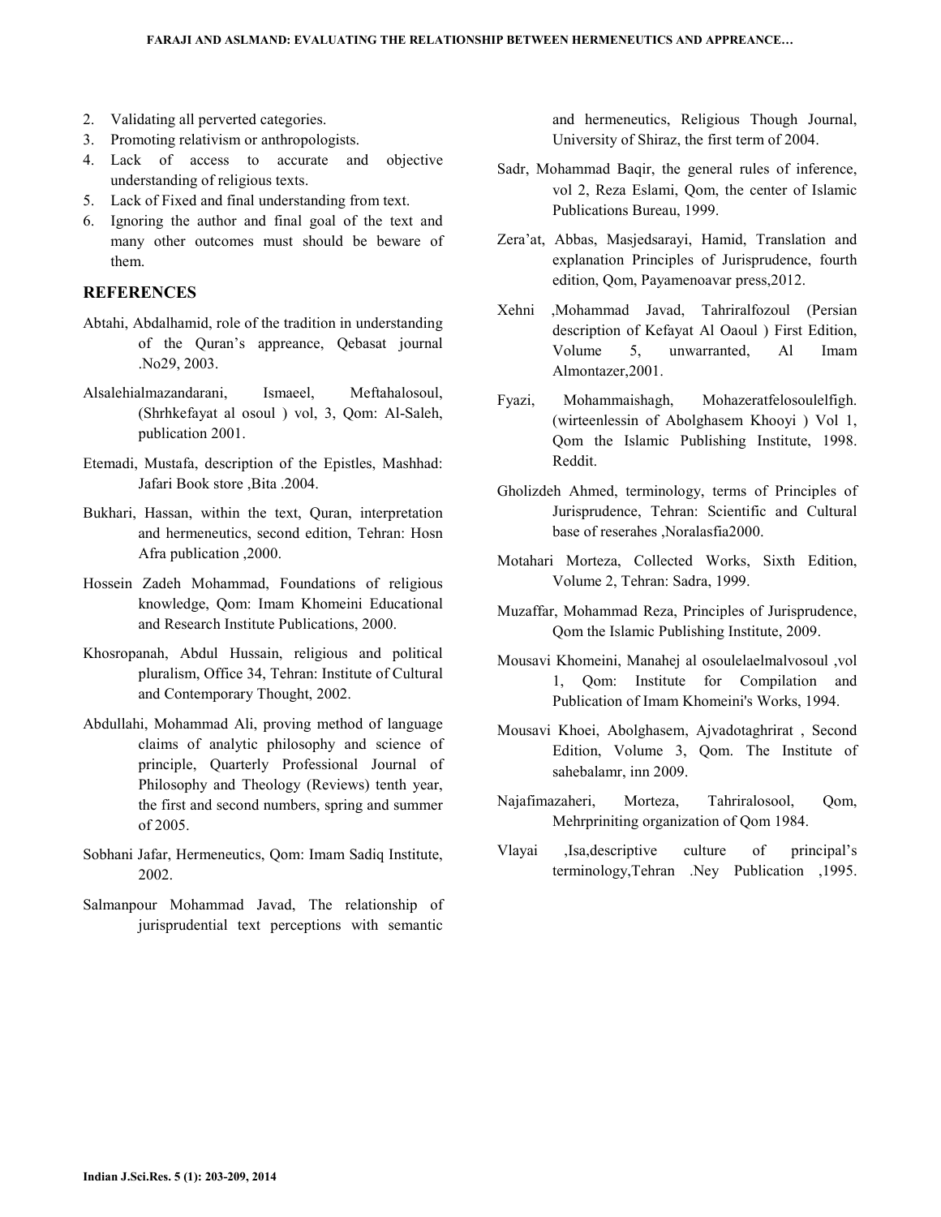2. Validating all perverted categories.
3. Promoting relativism or anthropologists.
4. Lack of access to accurate and objective understanding of religious texts.
5. Lack of Fixed and final understanding from text.
6. Ignoring the author and final goal of the text and many other outcomes must should be beware of them.

## REFERENCES

Abtahi, Abdalhamid, role of the tradition in understanding of the Quran's appreance, Qebasat journal .No29, 2003.

Alsalehialmazandarani, Ismaeel, Meftahalosoul, (Shrhkefayat al osoul ) vol, 3, Qom: Al-Saleh, publication 2001.

Etemadi, Mustafa, description of the Epistles, Mashhad: Jafari Book store ,Bita .2004.

Bukhari, Hassan, within the text, Quran, interpretation and hermeneutics, second edition, Tehran: Hosn Afra publication ,2000.

Hossein Zadeh Mohammad, Foundations of religious knowledge, Qom: Imam Khomeini Educational and Research Institute Publications, 2000.

Khosropanah, Abdul Hussain, religious and political pluralism, Office 34, Tehran: Institute of Cultural and Contemporary Thought, 2002.

Abdullahi, Mohammad Ali, proving method of language claims of analytic philosophy and science of principle, Quarterly Professional Journal of Philosophy and Theology (Reviews) tenth year, the first and second numbers, spring and summer of 2005.

Sobhani Jafar, Hermeneutics, Qom: Imam Sadiq Institute, 2002.

Salmanpour Mohammad Javad, The relationship of jurisprudential text perceptions with semantic and hermeneutics, Religious Though Journal, University of Shiraz, the first term of 2004.

Sadr, Mohammad Baqir, the general rules of inference, vol 2, Reza Eslami, Qom, the center of Islamic Publications Bureau, 1999.

Zera'at, Abbas, Masjedsarayi, Hamid, Translation and explanation Principles of Jurisprudence, fourth edition, Qom, Payamenoavar press,2012.

Xehni ,Mohammad Javad, Tahriralfozoul (Persian description of Kefayat Al Oaoul ) First Edition, Volume 5, unwarranted, Al Imam Almontazer,2001.

Fyazi, Mohammaishagh, Mohazeratfelosoulelfigh. (wirteenlessin of Abolghasem Khooyi ) Vol 1, Qom the Islamic Publishing Institute, 1998. Reddit.

Gholizdeh Ahmed, terminology, terms of Principles of Jurisprudence, Tehran: Scientific and Cultural base of reserahes ,Noralasfia2000.

Motahari Morteza, Collected Works, Sixth Edition, Volume 2, Tehran: Sadra, 1999.

Muzaffar, Mohammad Reza, Principles of Jurisprudence, Qom the Islamic Publishing Institute, 2009.

Mousavi Khomeini, Manahej al osoulelaelmalvosoul ,vol 1, Qom: Institute for Compilation and Publication of Imam Khomeini's Works, 1994.

Mousavi Khoei, Abolghasem, Ajvadotaghrirat , Second Edition, Volume 3, Qom. The Institute of sahebalamr, inn 2009.

Najafimazaheri, Morteza, Tahriralosool, Qom, Mehrpriniting organization of Qom 1984.

Vlayai ,Isa,descriptive culture of principal's terminology,Tehran .Ney Publication ,1995.